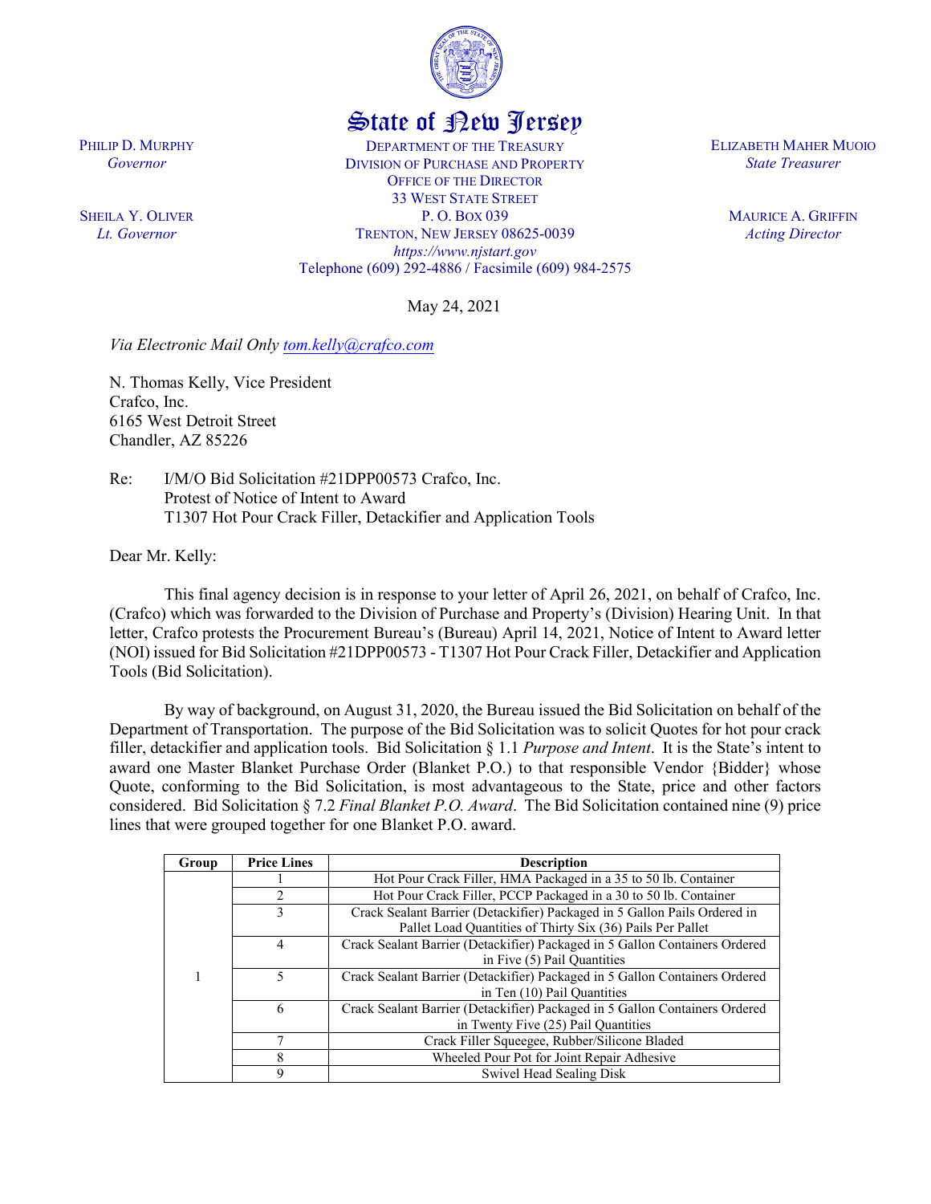# State of New Jersey

PHILIP D. MURPHY
*Governor*

SHEILA Y. OLIVER
*Lt. Governor*

DEPARTMENT OF THE TREASURY
DIVISION OF PURCHASE AND PROPERTY
OFFICE OF THE DIRECTOR
33 WEST STATE STREET
P. O. BOX 039
TRENTON, NEW JERSEY 08625-0039
*https://www.njstart.gov*
Telephone (609) 292-4886 / Facsimile (609) 984-2575

ELIZABETH MAHER MUOIO
*State Treasurer*

MAURICE A. GRIFFIN
*Acting Director*

May 24, 2021

*Via Electronic Mail Only tom.kelly@crafco.com*

N. Thomas Kelly, Vice President
Crafco, Inc.
6165 West Detroit Street
Chandler, AZ 85226

Re: I/M/O Bid Solicitation #21DPP00573 Crafco, Inc.
Protest of Notice of Intent to Award
T1307 Hot Pour Crack Filler, Detackifier and Application Tools

Dear Mr. Kelly:

This final agency decision is in response to your letter of April 26, 2021, on behalf of Crafco, Inc. (Crafco) which was forwarded to the Division of Purchase and Property's (Division) Hearing Unit. In that letter, Crafco protests the Procurement Bureau's (Bureau) April 14, 2021, Notice of Intent to Award letter (NOI) issued for Bid Solicitation #21DPP00573 - T1307 Hot Pour Crack Filler, Detackifier and Application Tools (Bid Solicitation).

By way of background, on August 31, 2020, the Bureau issued the Bid Solicitation on behalf of the Department of Transportation. The purpose of the Bid Solicitation was to solicit Quotes for hot pour crack filler, detackifier and application tools. Bid Solicitation § 1.1 *Purpose and Intent*. It is the State's intent to award one Master Blanket Purchase Order (Blanket P.O.) to that responsible Vendor {Bidder} whose Quote, conforming to the Bid Solicitation, is most advantageous to the State, price and other factors considered. Bid Solicitation § 7.2 *Final Blanket P.O. Award*. The Bid Solicitation contained nine (9) price lines that were grouped together for one Blanket P.O. award.

| Group | Price Lines | Description |
|---|---|---|
| 1 | 1 | Hot Pour Crack Filler, HMA Packaged in a 35 to 50 lb. Container |
| | 2 | Hot Pour Crack Filler, PCCP Packaged in a 30 to 50 lb. Container |
| | 3 | Crack Sealant Barrier (Detackifier) Packaged in 5 Gallon Pails Ordered in Pallet Load Quantities of Thirty Six (36) Pails Per Pallet |
| | 4 | Crack Sealant Barrier (Detackifier) Packaged in 5 Gallon Containers Ordered in Five (5) Pail Quantities |
| | 5 | Crack Sealant Barrier (Detackifier) Packaged in 5 Gallon Containers Ordered in Ten (10) Pail Quantities |
| | 6 | Crack Sealant Barrier (Detackifier) Packaged in 5 Gallon Containers Ordered in Twenty Five (25) Pail Quantities |
| | 7 | Crack Filler Squeegee, Rubber/Silicone Bladed |
| | 8 | Wheeled Pour Pot for Joint Repair Adhesive |
| | 9 | Swivel Head Sealing Disk |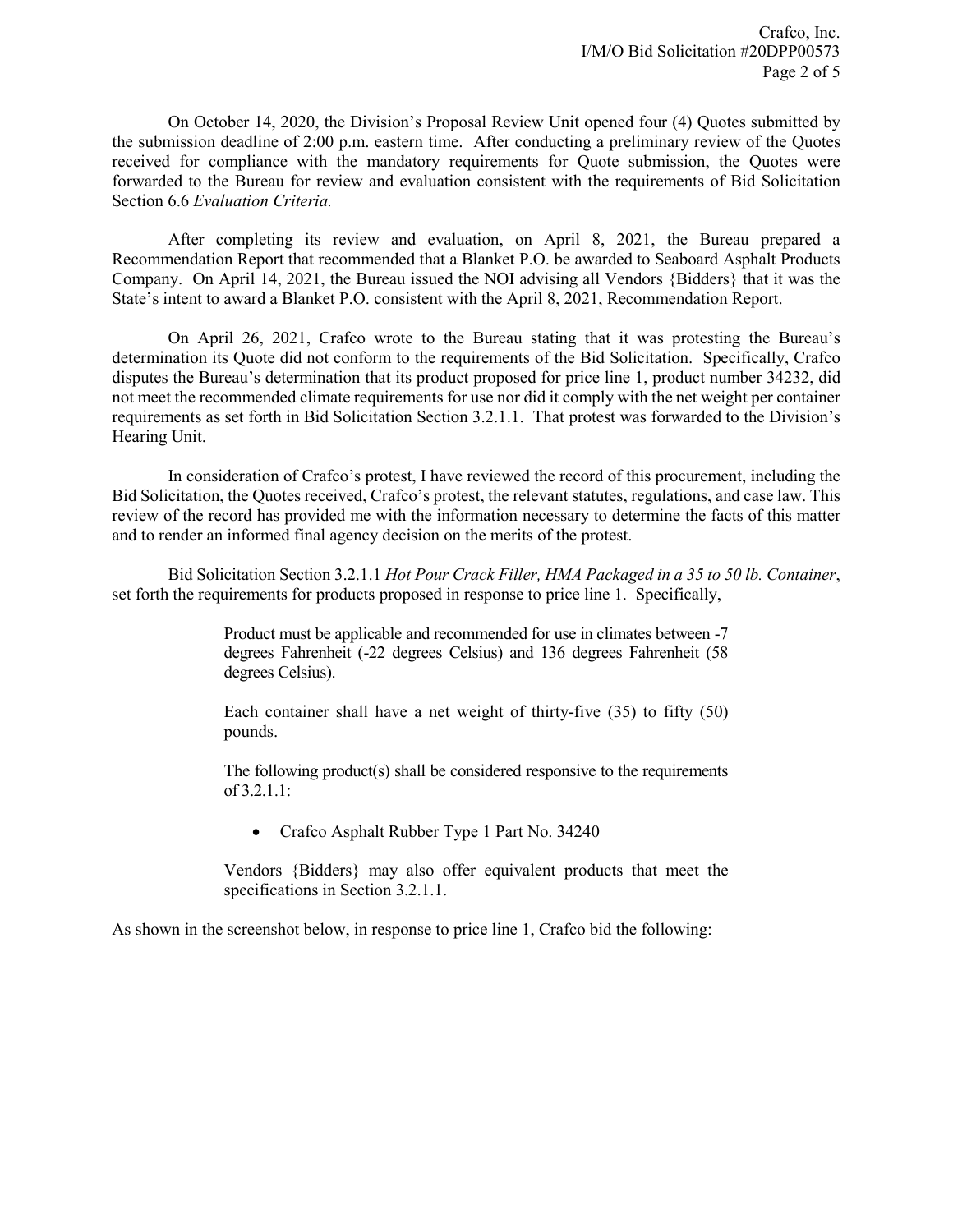On October 14, 2020, the Division's Proposal Review Unit opened four (4) Quotes submitted by the submission deadline of 2:00 p.m. eastern time. After conducting a preliminary review of the Quotes received for compliance with the mandatory requirements for Quote submission, the Quotes were forwarded to the Bureau for review and evaluation consistent with the requirements of Bid Solicitation Section 6.6 *Evaluation Criteria.*

After completing its review and evaluation, on April 8, 2021, the Bureau prepared a Recommendation Report that recommended that a Blanket P.O. be awarded to Seaboard Asphalt Products Company. On April 14, 2021, the Bureau issued the NOI advising all Vendors {Bidders} that it was the State's intent to award a Blanket P.O. consistent with the April 8, 2021, Recommendation Report.

On April 26, 2021, Crafco wrote to the Bureau stating that it was protesting the Bureau's determination its Quote did not conform to the requirements of the Bid Solicitation. Specifically, Crafco disputes the Bureau's determination that its product proposed for price line 1, product number 34232, did not meet the recommended climate requirements for use nor did it comply with the net weight per container requirements as set forth in Bid Solicitation Section 3.2.1.1. That protest was forwarded to the Division's Hearing Unit.

In consideration of Crafco's protest, I have reviewed the record of this procurement, including the Bid Solicitation, the Quotes received, Crafco's protest, the relevant statutes, regulations, and case law. This review of the record has provided me with the information necessary to determine the facts of this matter and to render an informed final agency decision on the merits of the protest.

Bid Solicitation Section 3.2.1.1 *Hot Pour Crack Filler, HMA Packaged in a 35 to 50 lb. Container*, set forth the requirements for products proposed in response to price line 1. Specifically,

> Product must be applicable and recommended for use in climates between -7 degrees Fahrenheit (-22 degrees Celsius) and 136 degrees Fahrenheit (58 degrees Celsius).
>
> Each container shall have a net weight of thirty-five (35) to fifty (50) pounds.
>
> The following product(s) shall be considered responsive to the requirements of 3.2.1.1:
>
> - Crafco Asphalt Rubber Type 1 Part No. 34240
>
> Vendors {Bidders} may also offer equivalent products that meet the specifications in Section 3.2.1.1.

As shown in the screenshot below, in response to price line 1, Crafco bid the following: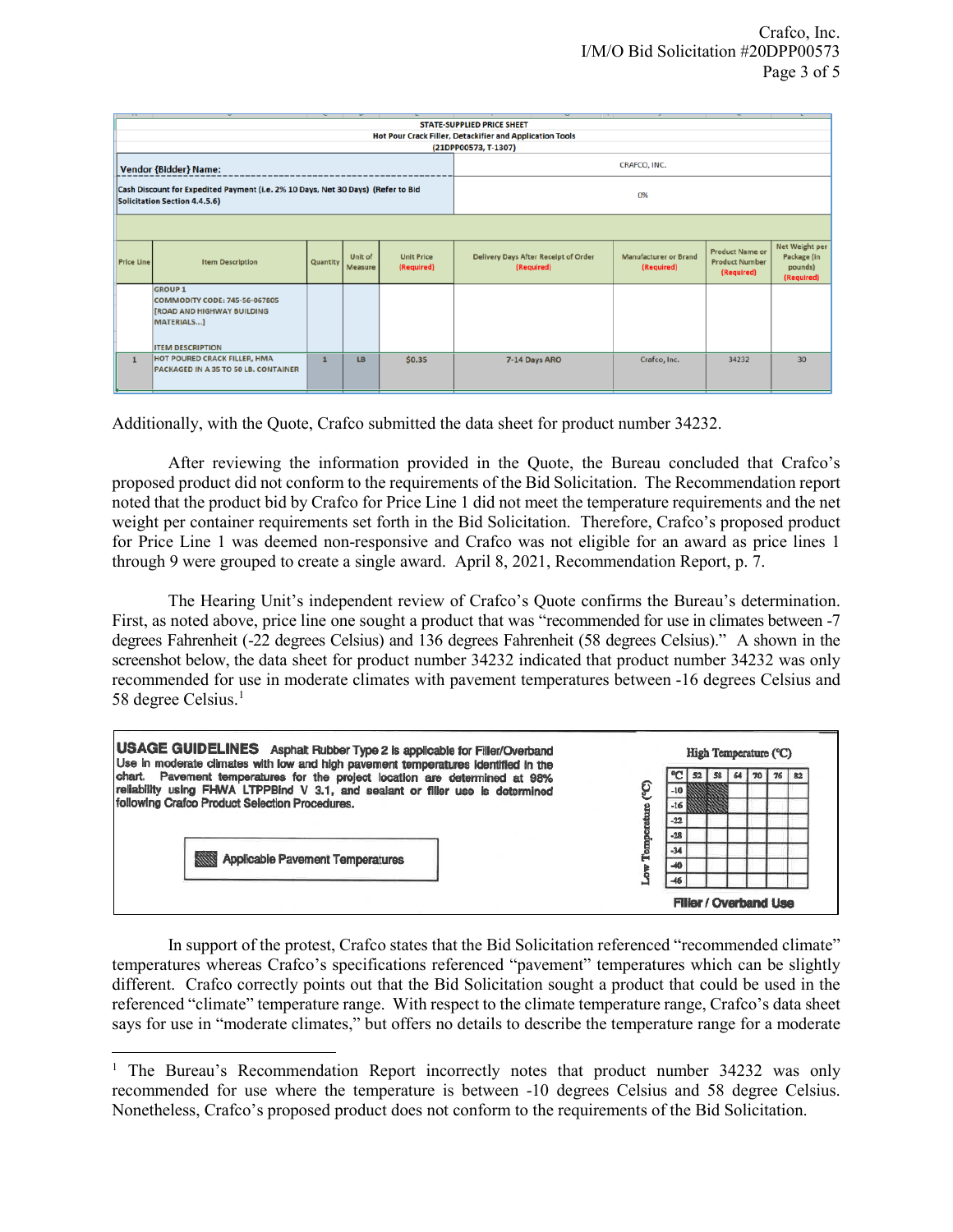| STATE-SUPPLIED PRICE SHEET | | | | | | | | |
|---|---|---|---|---|---|---|---|---|
| Hot Pour Crack Filler, Detackifier and Application Tools | | | | | | | | |
| (21DPP00573, T-1307) | | | | | | | | |
| Vendor {Bidder} Name: | | | | | CRAFCO, INC. | | | |
| Cash Discount for Expedited Payment (i.e. 2% 10 Days, Net 30 Days) (Refer to Bid Solicitation Section 4.4.5.6) | | | | | 0% | | | |
| Price Line | Item Description | Quantity | Unit of Measure | Unit Price (Required) | Delivery Days After Receipt of Order (Required) | Manufacturer or Brand (Required) | Product Name or Product Number (Required) | Net Weight per Package (in pounds) (Required) |
| | GROUP 1<br>COMMODITY CODE: 745-56-067805<br>[ROAD AND HIGHWAY BUILDING MATERIALS...]<br><br>ITEM DESCRIPTION | | | | | | | |
| 1 | HOT POURED CRACK FILLER, HMA PACKAGED IN A 35 TO 50 LB. CONTAINER | 1 | LB | $0.35 | 7-14 Days ARO | Crafco, Inc. | 34232 | 30 |

Additionally, with the Quote, Crafco submitted the data sheet for product number 34232.

After reviewing the information provided in the Quote, the Bureau concluded that Crafco's proposed product did not conform to the requirements of the Bid Solicitation. The Recommendation report noted that the product bid by Crafco for Price Line 1 did not meet the temperature requirements and the net weight per container requirements set forth in the Bid Solicitation. Therefore, Crafco's proposed product for Price Line 1 was deemed non-responsive and Crafco was not eligible for an award as price lines 1 through 9 were grouped to create a single award. April 8, 2021, Recommendation Report, p. 7.

The Hearing Unit's independent review of Crafco's Quote confirms the Bureau's determination. First, as noted above, price line one sought a product that was "recommended for use in climates between -7 degrees Fahrenheit (-22 degrees Celsius) and 136 degrees Fahrenheit (58 degrees Celsius)." A shown in the screenshot below, the data sheet for product number 34232 indicated that product number 34232 was only recommended for use in moderate climates with pavement temperatures between -16 degrees Celsius and 58 degree Celsius.[1]

**USAGE GUIDELINES** Asphalt Rubber Type 2 is applicable for Filler/Overband Use in moderate climates with low and high pavement temperatures identified in the chart. Pavement temperatures for the project location are determined at 98% reliability using FHWA LTPPBind V 3.1, and sealant or filler use is determined following Crafco Product Selection Procedures.

Applicable Pavement Temperatures

High Temperature (°C)

°C 52 58 64 70 76 82

Low Temperature (°C)

-10
-16
-22
-28
-34
-40
-46

Filler / Overband Use

In support of the protest, Crafco states that the Bid Solicitation referenced "recommended climate" temperatures whereas Crafco's specifications referenced "pavement" temperatures which can be slightly different. Crafco correctly points out that the Bid Solicitation sought a product that could be used in the referenced "climate" temperature range. With respect to the climate temperature range, Crafco's data sheet says for use in "moderate climates," but offers no details to describe the temperature range for a moderate

[1] The Bureau's Recommendation Report incorrectly notes that product number 34232 was only recommended for use where the temperature is between -10 degrees Celsius and 58 degree Celsius. Nonetheless, Crafco's proposed product does not conform to the requirements of the Bid Solicitation.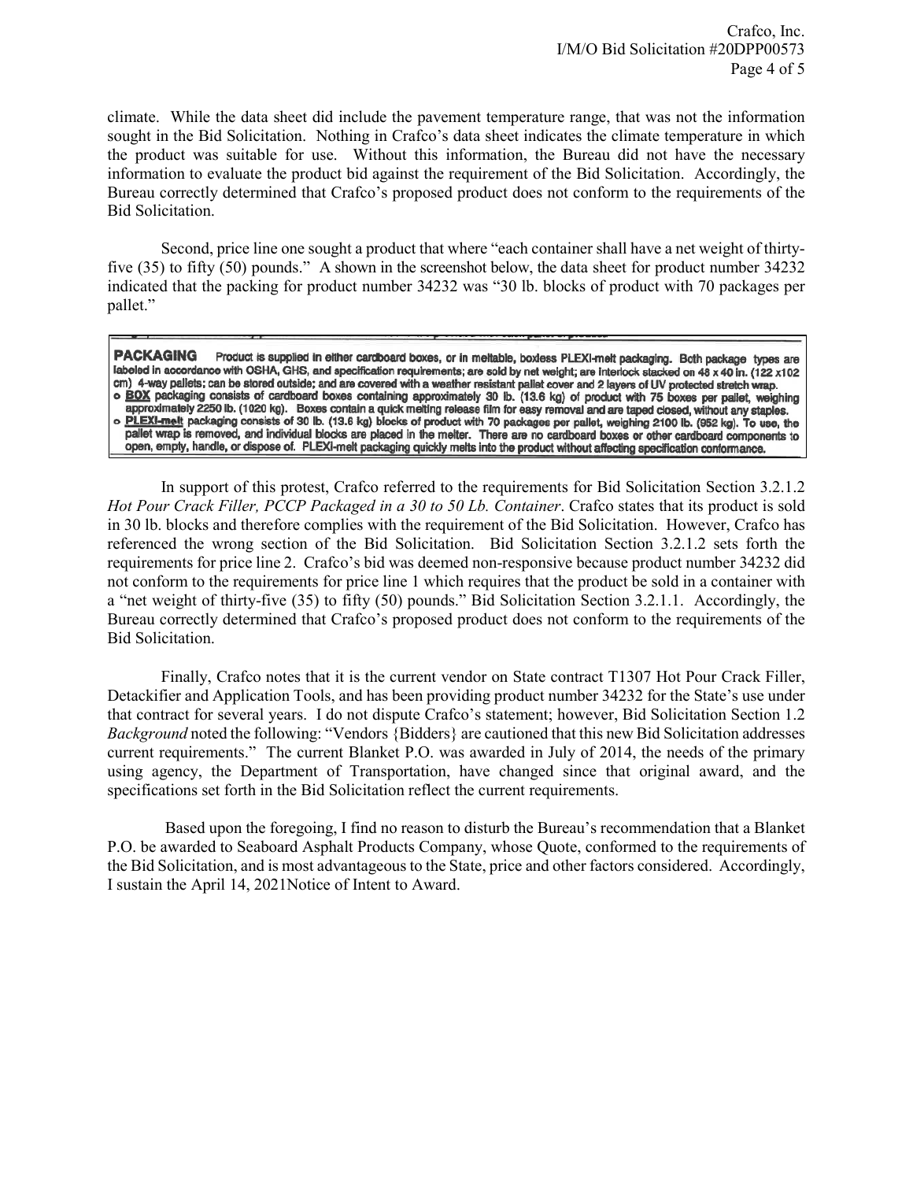climate. While the data sheet did include the pavement temperature range, that was not the information sought in the Bid Solicitation. Nothing in Crafco's data sheet indicates the climate temperature in which the product was suitable for use. Without this information, the Bureau did not have the necessary information to evaluate the product bid against the requirement of the Bid Solicitation. Accordingly, the Bureau correctly determined that Crafco's proposed product does not conform to the requirements of the Bid Solicitation.

Second, price line one sought a product that where "each container shall have a net weight of thirty-five (35) to fifty (50) pounds." A shown in the screenshot below, the data sheet for product number 34232 indicated that the packing for product number 34232 was "30 lb. blocks of product with 70 packages per pallet."

> **PACKAGING** Product is supplied in either cardboard boxes, or in meltable, boxless PLEXI-melt packaging. Both package types are labeled in accordance with OSHA, GHS, and specification requirements; are sold by net weight; are interlock stacked on 48 x 40 in. (122 x102 cm) 4-way pallets; can be stored outside; and are covered with a weather resistant pallet cover and 2 layers of UV protected stretch wrap.
>
> - **BOX** packaging consists of cardboard boxes containing approximately 30 lb. (13.6 kg) of product with 75 boxes per pallet, weighing approximately 2250 lb. (1020 kg). Boxes contain a quick melting release film for easy removal and are taped closed, without any staples.
> - **PLEXI-melt** packaging consists of 30 lb. (13.6 kg) blocks of product with 70 packages per pallet, weighing 2100 lb. (952 kg). To use, the pallet wrap is removed, and individual blocks are placed in the melter. There are no cardboard boxes or other cardboard components to open, empty, handle, or dispose of. PLEXI-melt packaging quickly melts into the product without affecting specification conformance.

In support of this protest, Crafco referred to the requirements for Bid Solicitation Section 3.2.1.2 *Hot Pour Crack Filler, PCCP Packaged in a 30 to 50 Lb. Container*. Crafco states that its product is sold in 30 lb. blocks and therefore complies with the requirement of the Bid Solicitation. However, Crafco has referenced the wrong section of the Bid Solicitation. Bid Solicitation Section 3.2.1.2 sets forth the requirements for price line 2. Crafco's bid was deemed non-responsive because product number 34232 did not conform to the requirements for price line 1 which requires that the product be sold in a container with a "net weight of thirty-five (35) to fifty (50) pounds." Bid Solicitation Section 3.2.1.1. Accordingly, the Bureau correctly determined that Crafco's proposed product does not conform to the requirements of the Bid Solicitation.

Finally, Crafco notes that it is the current vendor on State contract T1307 Hot Pour Crack Filler, Detackifier and Application Tools, and has been providing product number 34232 for the State's use under that contract for several years. I do not dispute Crafco's statement; however, Bid Solicitation Section 1.2 *Background* noted the following: "Vendors {Bidders} are cautioned that this new Bid Solicitation addresses current requirements." The current Blanket P.O. was awarded in July of 2014, the needs of the primary using agency, the Department of Transportation, have changed since that original award, and the specifications set forth in the Bid Solicitation reflect the current requirements.

Based upon the foregoing, I find no reason to disturb the Bureau's recommendation that a Blanket P.O. be awarded to Seaboard Asphalt Products Company, whose Quote, conformed to the requirements of the Bid Solicitation, and is most advantageous to the State, price and other factors considered. Accordingly, I sustain the April 14, 2021Notice of Intent to Award.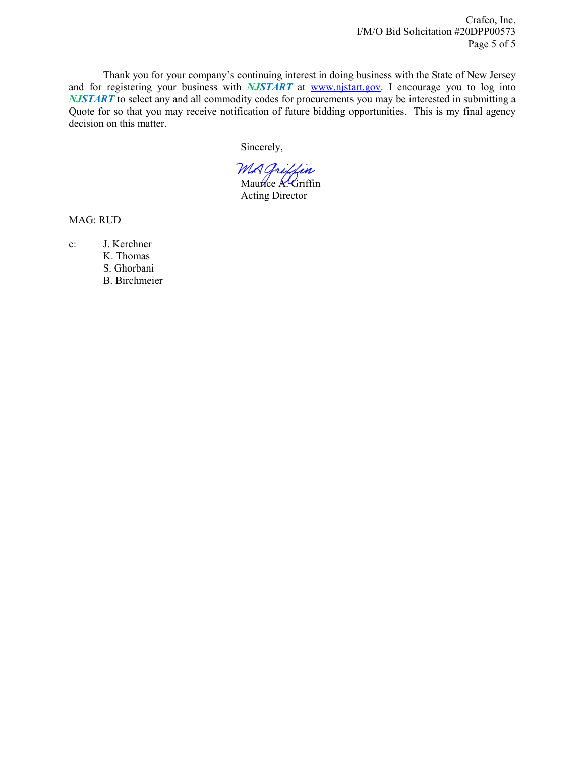Thank you for your company's continuing interest in doing business with the State of New Jersey and for registering your business with ***NJSTART*** at [www.njstart.gov](http://www.njstart.gov). I encourage you to log into ***NJSTART*** to select any and all commodity codes for procurements you may be interested in submitting a Quote for so that you may receive notification of future bidding opportunities. This is my final agency decision on this matter.

Sincerely,

*MA Griffin*
Maurice A. Griffin
Acting Director

MAG: RUD

c: J. Kerchner
K. Thomas
S. Ghorbani
B. Birchmeier